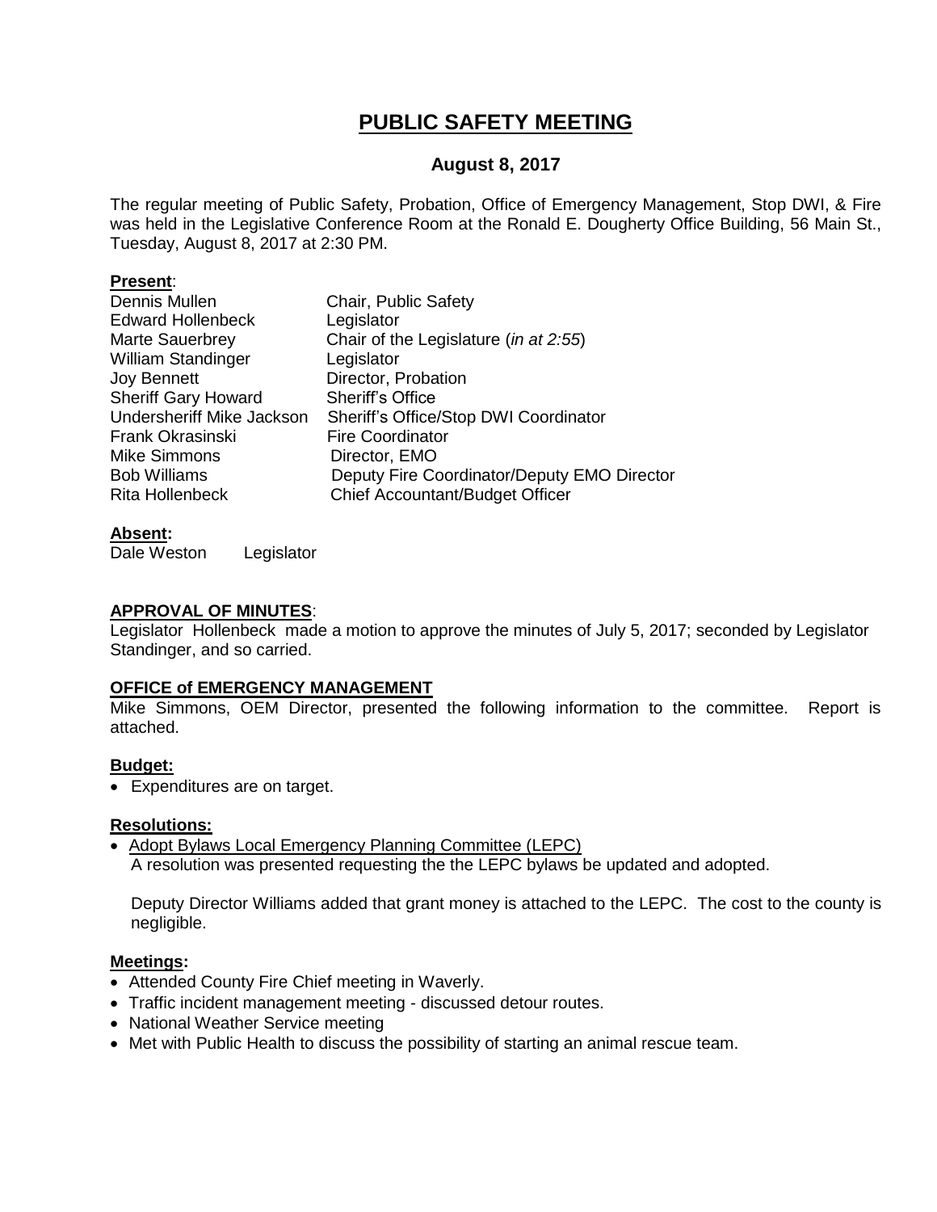# PUBLIC SAFETY MEETING

## August 8, 2017

The regular meeting of Public Safety, Probation, Office of Emergency Management, Stop DWI, & Fire was held in the Legislative Conference Room at the Ronald E. Dougherty Office Building, 56 Main St., Tuesday, August 8, 2017 at 2:30 PM.

**Present**:

| | |
|---|---|
| Dennis Mullen | Chair, Public Safety |
| Edward Hollenbeck | Legislator |
| Marte Sauerbrey | Chair of the Legislature (*in at 2:55*) |
| William Standinger | Legislator |
| Joy Bennett | Director, Probation |
| Sheriff Gary Howard | Sheriff's Office |
| Undersheriff Mike Jackson | Sheriff's Office/Stop DWI Coordinator |
| Frank Okrasinski | Fire Coordinator |
| Mike Simmons | Director, EMO |
| Bob Williams | Deputy Fire Coordinator/Deputy EMO Director |
| Rita Hollenbeck | Chief Accountant/Budget Officer |

**Absent:**

Dale Weston Legislator

**APPROVAL OF MINUTES**:

Legislator Hollenbeck made a motion to approve the minutes of July 5, 2017; seconded by Legislator Standinger, and so carried.

**OFFICE of EMERGENCY MANAGEMENT**

Mike Simmons, OEM Director, presented the following information to the committee. Report is attached.

**Budget:**

- Expenditures are on target.

**Resolutions:**

- Adopt Bylaws Local Emergency Planning Committee (LEPC)
  A resolution was presented requesting the the LEPC bylaws be updated and adopted.

  Deputy Director Williams added that grant money is attached to the LEPC. The cost to the county is negligible.

**Meetings:**

- Attended County Fire Chief meeting in Waverly.
- Traffic incident management meeting - discussed detour routes.
- National Weather Service meeting
- Met with Public Health to discuss the possibility of starting an animal rescue team.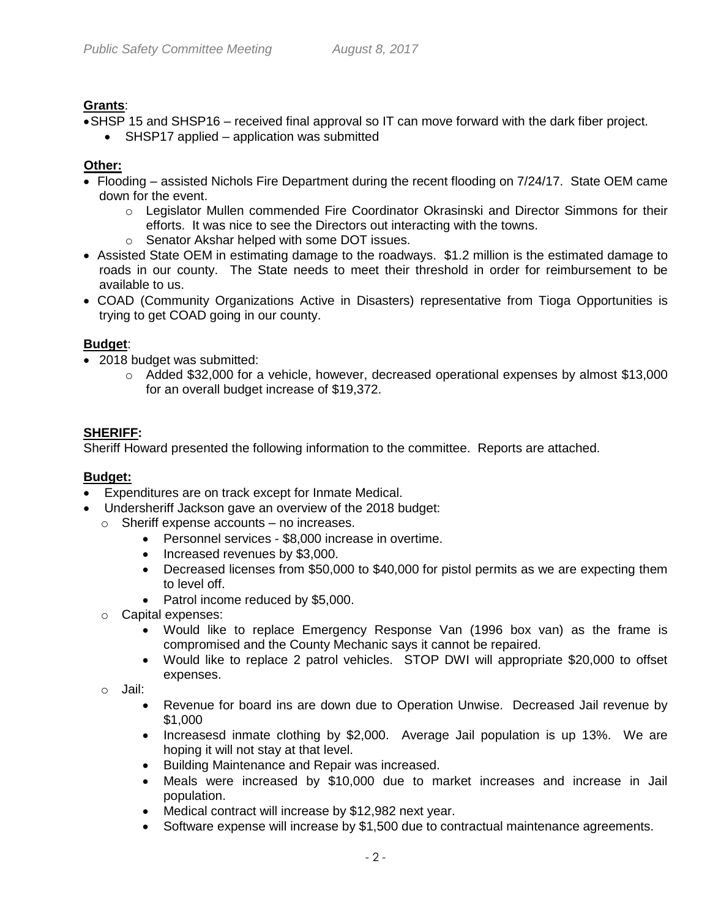**Grants**:

- SHSP 15 and SHSP16 – received final approval so IT can move forward with the dark fiber project.
  - SHSP17 applied – application was submitted

**Other:**

- Flooding – assisted Nichols Fire Department during the recent flooding on 7/24/17. State OEM came down for the event.
  - Legislator Mullen commended Fire Coordinator Okrasinski and Director Simmons for their efforts. It was nice to see the Directors out interacting with the towns.
  - Senator Akshar helped with some DOT issues.
- Assisted State OEM in estimating damage to the roadways. $1.2 million is the estimated damage to roads in our county. The State needs to meet their threshold in order for reimbursement to be available to us.
- COAD (Community Organizations Active in Disasters) representative from Tioga Opportunities is trying to get COAD going in our county.

**Budget**:

- 2018 budget was submitted:
  - Added $32,000 for a vehicle, however, decreased operational expenses by almost $13,000 for an overall budget increase of $19,372.

**SHERIFF:**

Sheriff Howard presented the following information to the committee. Reports are attached.

**Budget:**

- Expenditures are on track except for Inmate Medical.
- Undersheriff Jackson gave an overview of the 2018 budget:
  - Sheriff expense accounts – no increases.
    - Personnel services - $8,000 increase in overtime.
    - Increased revenues by $3,000.
    - Decreased licenses from $50,000 to $40,000 for pistol permits as we are expecting them to level off.
    - Patrol income reduced by $5,000.
  - Capital expenses:
    - Would like to replace Emergency Response Van (1996 box van) as the frame is compromised and the County Mechanic says it cannot be repaired.
    - Would like to replace 2 patrol vehicles. STOP DWI will appropriate $20,000 to offset expenses.
  - Jail:
    - Revenue for board ins are down due to Operation Unwise. Decreased Jail revenue by $1,000
    - Increasesd inmate clothing by $2,000. Average Jail population is up 13%. We are hoping it will not stay at that level.
    - Building Maintenance and Repair was increased.
    - Meals were increased by $10,000 due to market increases and increase in Jail population.
    - Medical contract will increase by $12,982 next year.
    - Software expense will increase by $1,500 due to contractual maintenance agreements.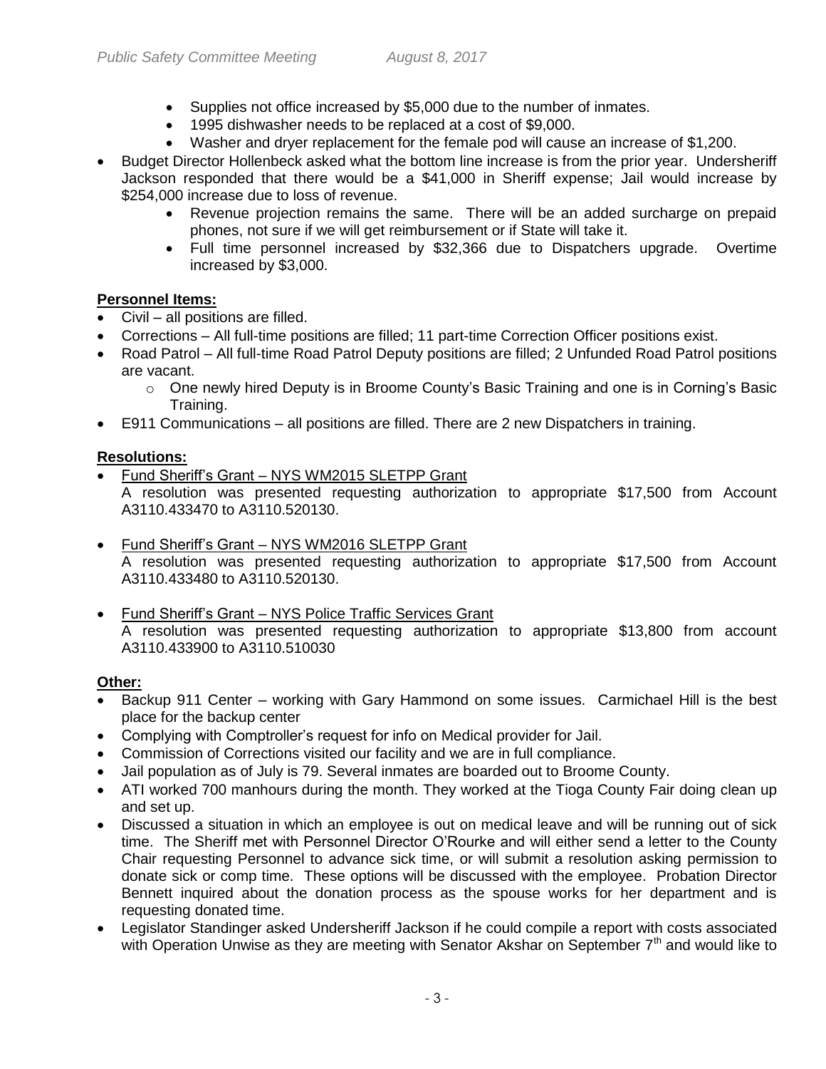- Supplies not office increased by $5,000 due to the number of inmates.
  - 1995 dishwasher needs to be replaced at a cost of $9,000.
  - Washer and dryer replacement for the female pod will cause an increase of $1,200.
- Budget Director Hollenbeck asked what the bottom line increase is from the prior year. Undersheriff Jackson responded that there would be a $41,000 in Sheriff expense; Jail would increase by $254,000 increase due to loss of revenue.
  - Revenue projection remains the same. There will be an added surcharge on prepaid phones, not sure if we will get reimbursement or if State will take it.
  - Full time personnel increased by $32,366 due to Dispatchers upgrade. Overtime increased by $3,000.

**Personnel Items:**

- Civil – all positions are filled.
- Corrections – All full-time positions are filled; 11 part-time Correction Officer positions exist.
- Road Patrol – All full-time Road Patrol Deputy positions are filled; 2 Unfunded Road Patrol positions are vacant.
  - One newly hired Deputy is in Broome County's Basic Training and one is in Corning's Basic Training.
- E911 Communications – all positions are filled. There are 2 new Dispatchers in training.

**Resolutions:**

- Fund Sheriff's Grant – NYS WM2015 SLETPP Grant
  A resolution was presented requesting authorization to appropriate $17,500 from Account A3110.433470 to A3110.520130.

- Fund Sheriff's Grant – NYS WM2016 SLETPP Grant
  A resolution was presented requesting authorization to appropriate $17,500 from Account A3110.433480 to A3110.520130.

- Fund Sheriff's Grant – NYS Police Traffic Services Grant
  A resolution was presented requesting authorization to appropriate $13,800 from account A3110.433900 to A3110.510030

**Other:**

- Backup 911 Center – working with Gary Hammond on some issues. Carmichael Hill is the best place for the backup center
- Complying with Comptroller's request for info on Medical provider for Jail.
- Commission of Corrections visited our facility and we are in full compliance.
- Jail population as of July is 79. Several inmates are boarded out to Broome County.
- ATI worked 700 manhours during the month. They worked at the Tioga County Fair doing clean up and set up.
- Discussed a situation in which an employee is out on medical leave and will be running out of sick time. The Sheriff met with Personnel Director O'Rourke and will either send a letter to the County Chair requesting Personnel to advance sick time, or will submit a resolution asking permission to donate sick or comp time. These options will be discussed with the employee. Probation Director Bennett inquired about the donation process as the spouse works for her department and is requesting donated time.
- Legislator Standinger asked Undersheriff Jackson if he could compile a report with costs associated with Operation Unwise as they are meeting with Senator Akshar on September 7th and would like to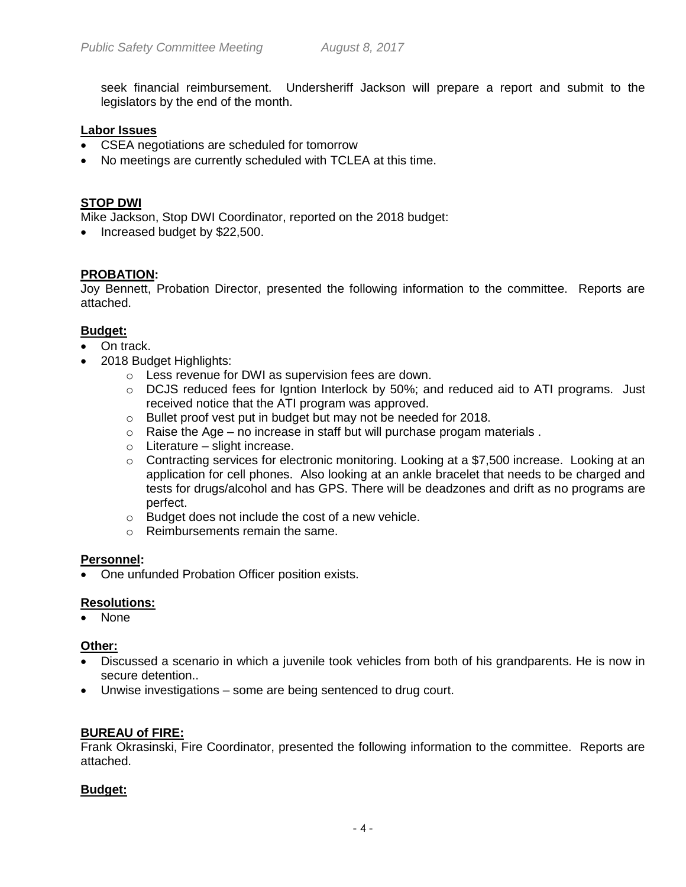seek financial reimbursement. Undersheriff Jackson will prepare a report and submit to the legislators by the end of the month.

**Labor Issues**

- CSEA negotiations are scheduled for tomorrow
- No meetings are currently scheduled with TCLEA at this time.

## STOP DWI

Mike Jackson, Stop DWI Coordinator, reported on the 2018 budget:

- Increased budget by $22,500.

## PROBATION:

Joy Bennett, Probation Director, presented the following information to the committee. Reports are attached.

**Budget:**

- On track.
- 2018 Budget Highlights:
  - Less revenue for DWI as supervision fees are down.
  - DCJS reduced fees for Igntion Interlock by 50%; and reduced aid to ATI programs. Just received notice that the ATI program was approved.
  - Bullet proof vest put in budget but may not be needed for 2018.
  - Raise the Age – no increase in staff but will purchase progam materials .
  - Literature – slight increase.
  - Contracting services for electronic monitoring. Looking at a $7,500 increase. Looking at an application for cell phones. Also looking at an ankle bracelet that needs to be charged and tests for drugs/alcohol and has GPS. There will be deadzones and drift as no programs are perfect.
  - Budget does not include the cost of a new vehicle.
  - Reimbursements remain the same.

**Personnel:**

- One unfunded Probation Officer position exists.

**Resolutions:**

- None

**Other:**

- Discussed a scenario in which a juvenile took vehicles from both of his grandparents. He is now in secure detention..
- Unwise investigations – some are being sentenced to drug court.

## BUREAU of FIRE:

Frank Okrasinski, Fire Coordinator, presented the following information to the committee. Reports are attached.

**Budget:**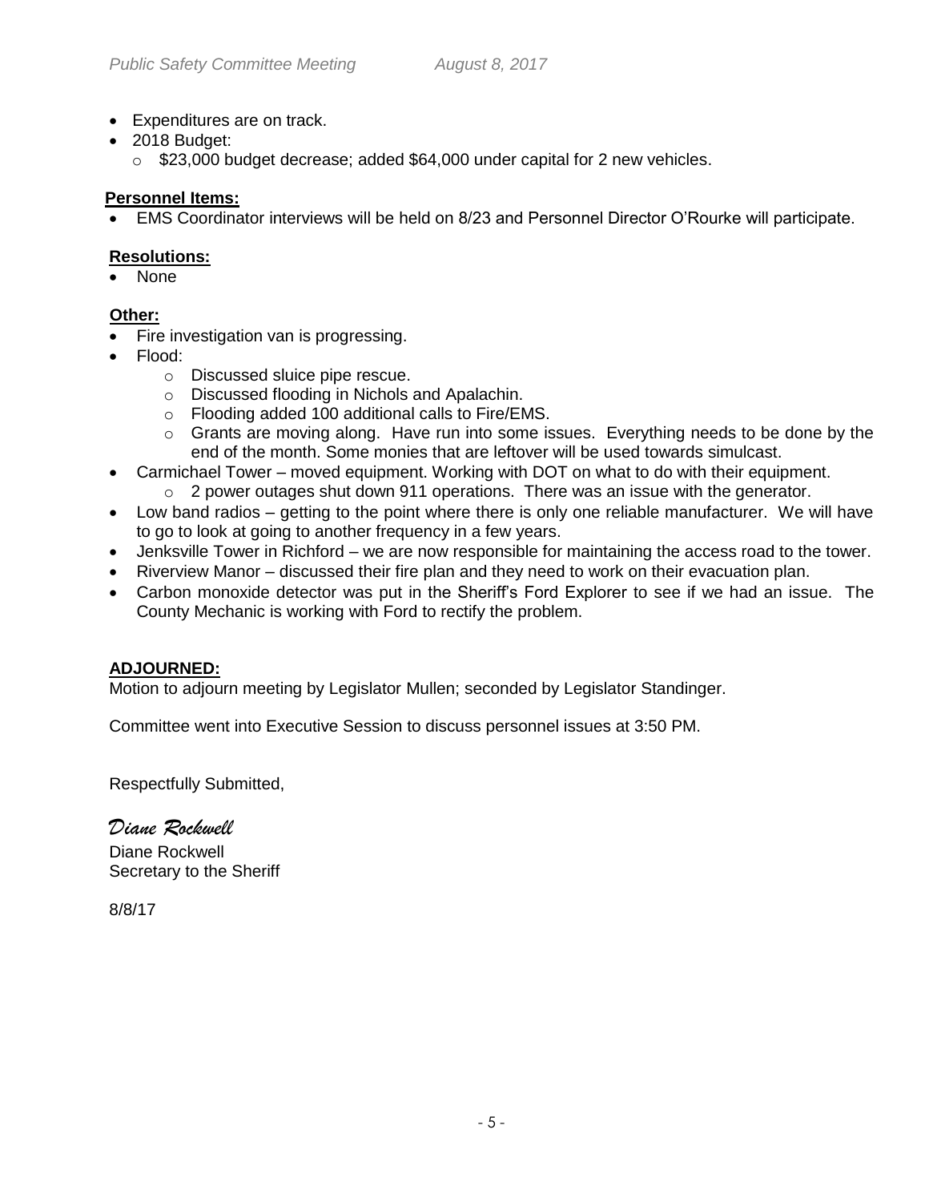- Expenditures are on track.
- 2018 Budget:
  - $23,000 budget decrease; added $64,000 under capital for 2 new vehicles.

**Personnel Items:**

- EMS Coordinator interviews will be held on 8/23 and Personnel Director O'Rourke will participate.

**Resolutions:**

- None

**Other:**

- Fire investigation van is progressing.
- Flood:
  - Discussed sluice pipe rescue.
  - Discussed flooding in Nichols and Apalachin.
  - Flooding added 100 additional calls to Fire/EMS.
  - Grants are moving along. Have run into some issues. Everything needs to be done by the end of the month. Some monies that are leftover will be used towards simulcast.
- Carmichael Tower – moved equipment. Working with DOT on what to do with their equipment.
  - 2 power outages shut down 911 operations. There was an issue with the generator.
- Low band radios – getting to the point where there is only one reliable manufacturer. We will have to go to look at going to another frequency in a few years.
- Jenksville Tower in Richford – we are now responsible for maintaining the access road to the tower.
- Riverview Manor – discussed their fire plan and they need to work on their evacuation plan.
- Carbon monoxide detector was put in the Sheriff's Ford Explorer to see if we had an issue. The County Mechanic is working with Ford to rectify the problem.

**ADJOURNED:**

Motion to adjourn meeting by Legislator Mullen; seconded by Legislator Standinger.

Committee went into Executive Session to discuss personnel issues at 3:50 PM.

Respectfully Submitted,

*Diane Rockwell*

Diane Rockwell
Secretary to the Sheriff

8/8/17